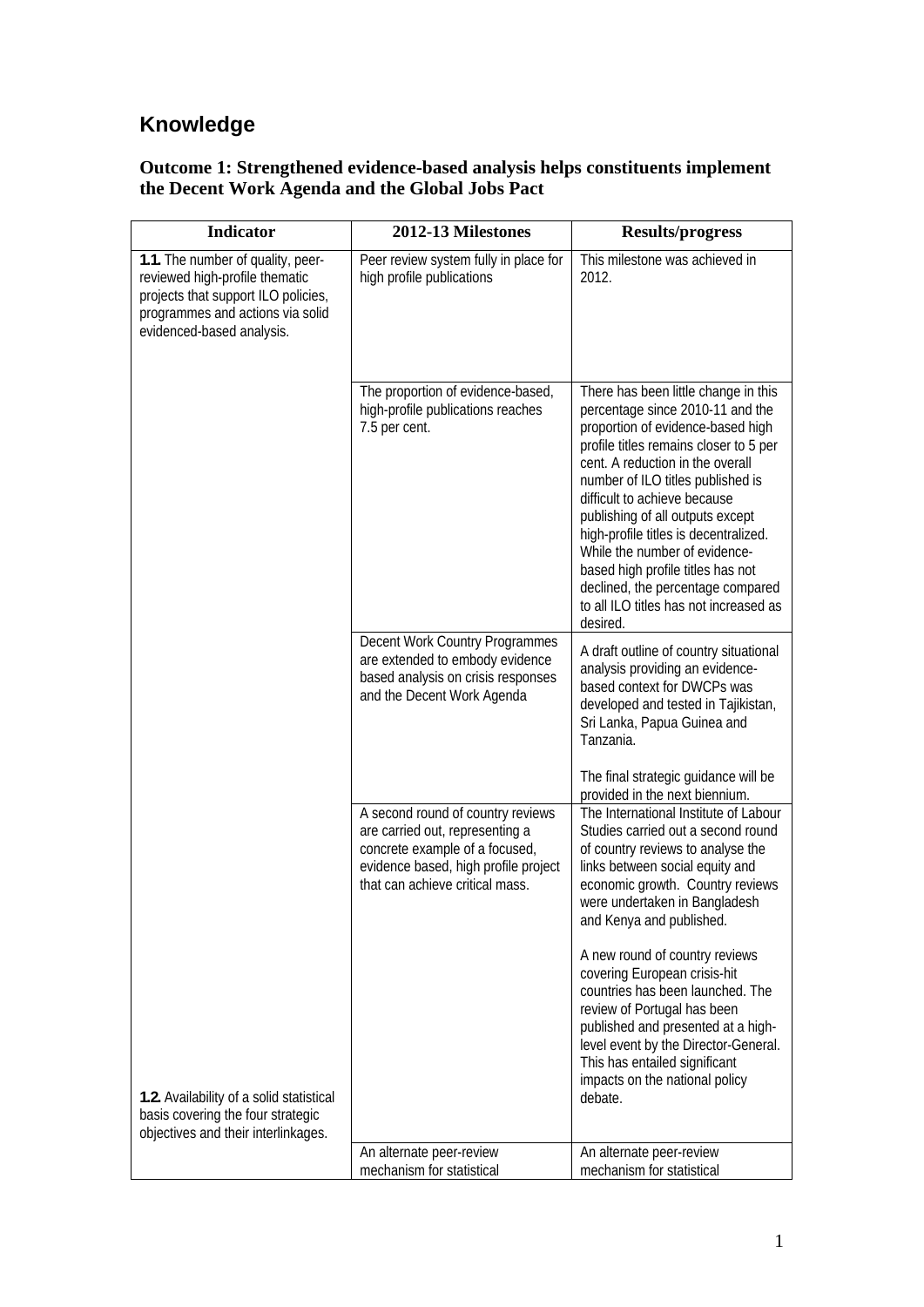# Knowledge

### Outcome 1: Strengthened evidence-based analysis helps constituents implement the Decent Work Agenda and the Global Jobs Pact

| Indicator | 2012-13 Milestones | Results/progress |
|---|---|---|
| **1.1.** The number of quality, peer-reviewed high-profile thematic projects that support ILO policies, programmes and actions via solid evidenced-based analysis. | Peer review system fully in place for high profile publications | This milestone was achieved in 2012. |
| | The proportion of evidence-based, high-profile publications reaches 7.5 per cent. | There has been little change in this percentage since 2010-11 and the proportion of evidence-based high profile titles remains closer to 5 per cent. A reduction in the overall number of ILO titles published is difficult to achieve because publishing of all outputs except high-profile titles is decentralized. While the number of evidence-based high profile titles has not declined, the percentage compared to all ILO titles has not increased as desired. |
| | Decent Work Country Programmes are extended to embody evidence based analysis on crisis responses and the Decent Work Agenda | A draft outline of country situational analysis providing an evidence-based context for DWCPs was developed and tested in Tajikistan, Sri Lanka, Papua Guinea and Tanzania.<br><br>The final strategic guidance will be provided in the next biennium. |
| | A second round of country reviews are carried out, representing a concrete example of a focused, evidence based, high profile project that can achieve critical mass. | The International Institute of Labour Studies carried out a second round of country reviews to analyse the links between social equity and economic growth. Country reviews were undertaken in Bangladesh and Kenya and published.<br><br>A new round of country reviews covering European crisis-hit countries has been launched. The review of Portugal has been published and presented at a high-level event by the Director-General. This has entailed significant impacts on the national policy debate. |
| **1.2.** Availability of a solid statistical basis covering the four strategic objectives and their interlinkages. | An alternate peer-review mechanism for statistical | An alternate peer-review mechanism for statistical |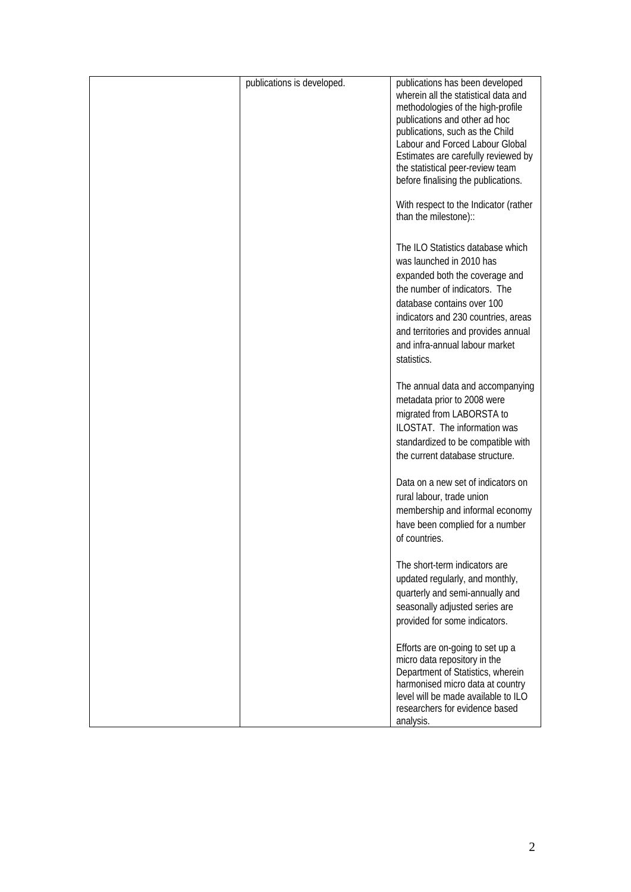|  | publications is developed. | publications has been developed wherein all the statistical data and methodologies of the high-profile publications and other ad hoc publications, such as the Child Labour and Forced Labour Global Estimates are carefully reviewed by the statistical peer-review team before finalising the publications.<br><br>With respect to the Indicator (rather than the milestone)::<br><br>The ILO Statistics database which was launched in 2010 has expanded both the coverage and the number of indicators. The database contains over 100 indicators and 230 countries, areas and territories and provides annual and infra-annual labour market statistics.<br><br>The annual data and accompanying metadata prior to 2008 were migrated from LABORSTA to ILOSTAT. The information was standardized to be compatible with the current database structure.<br><br>Data on a new set of indicators on rural labour, trade union membership and informal economy have been complied for a number of countries.<br><br>The short-term indicators are updated regularly, and monthly, quarterly and semi-annually and seasonally adjusted series are provided for some indicators.<br><br>Efforts are on-going to set up a micro data repository in the Department of Statistics, wherein harmonised micro data at country level will be made available to ILO researchers for evidence based analysis. |
|---|---|---|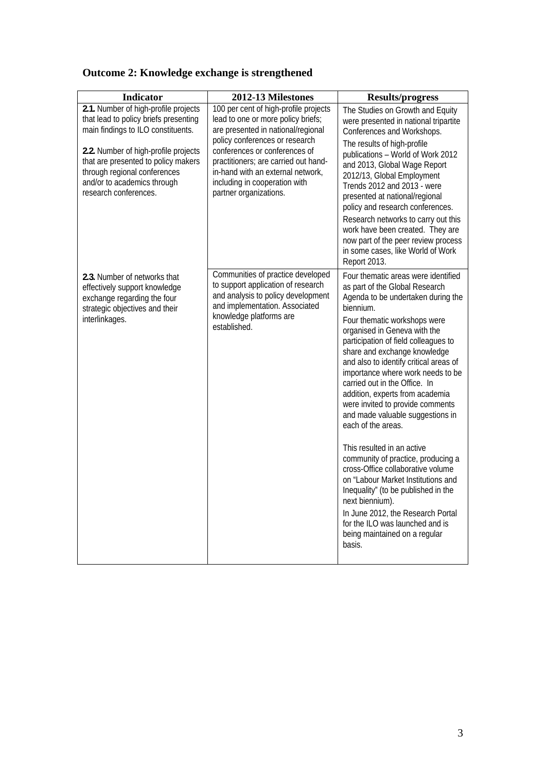## Outcome 2: Knowledge exchange is strengthened

| Indicator | 2012-13 Milestones | Results/progress |
|---|---|---|
| **2.1.** Number of high-profile projects that lead to policy briefs presenting main findings to ILO constituents.<br><br>**2.2.** Number of high-profile projects that are presented to policy makers through regional conferences and/or to academics through research conferences. | 100 per cent of high-profile projects lead to one or more policy briefs; are presented in national/regional policy conferences or research conferences or conferences of practitioners; are carried out hand-in-hand with an external network, including in cooperation with partner organizations. | The Studies on Growth and Equity were presented in national tripartite Conferences and Workshops.<br><br>The results of high-profile publications – World of Work 2012 and 2013, Global Wage Report 2012/13, Global Employment Trends 2012 and 2013 - were presented at national/regional policy and research conferences.<br><br>Research networks to carry out this work have been created. They are now part of the peer review process in some cases, like World of Work Report 2013. |
| **2.3.** Number of networks that effectively support knowledge exchange regarding the four strategic objectives and their interlinkages. | Communities of practice developed to support application of research and analysis to policy development and implementation. Associated knowledge platforms are established. | Four thematic areas were identified as part of the Global Research Agenda to be undertaken during the biennium.<br><br>Four thematic workshops were organised in Geneva with the participation of field colleagues to share and exchange knowledge and also to identify critical areas of importance where work needs to be carried out in the Office. In addition, experts from academia were invited to provide comments and made valuable suggestions in each of the areas.<br><br>This resulted in an active community of practice, producing a cross-Office collaborative volume on "Labour Market Institutions and Inequality" (to be published in the next biennium).<br><br>In June 2012, the Research Portal for the ILO was launched and is being maintained on a regular basis. |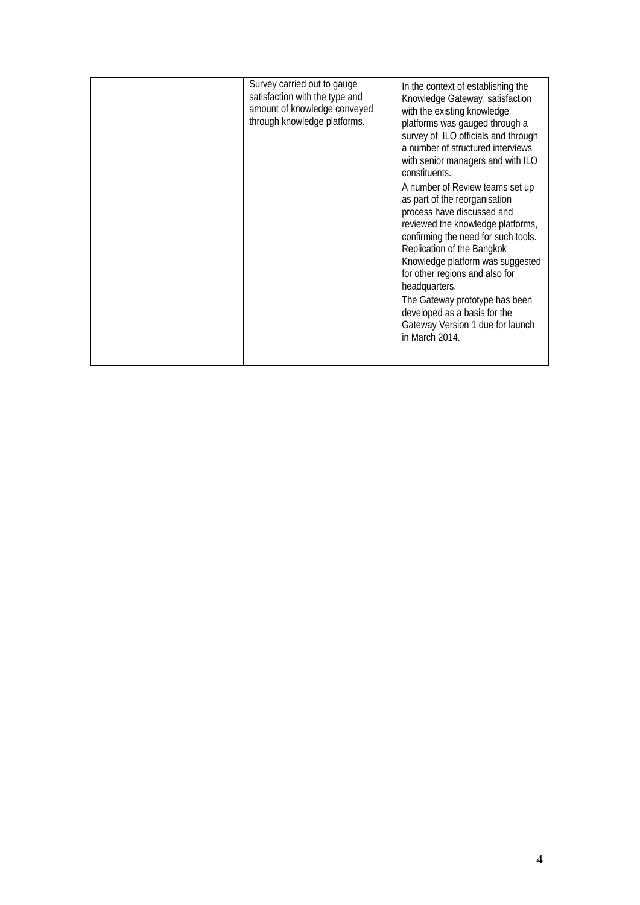| | | |
|---|---|---|
| | Survey carried out to gauge satisfaction with the type and amount of knowledge conveyed through knowledge platforms. | In the context of establishing the Knowledge Gateway, satisfaction with the existing knowledge platforms was gauged through a survey of ILO officials and through a number of structured interviews with senior managers and with ILO constituents.<br><br>A number of Review teams set up as part of the reorganisation process have discussed and reviewed the knowledge platforms, confirming the need for such tools. Replication of the Bangkok Knowledge platform was suggested for other regions and also for headquarters.<br><br>The Gateway prototype has been developed as a basis for the Gateway Version 1 due for launch in March 2014. |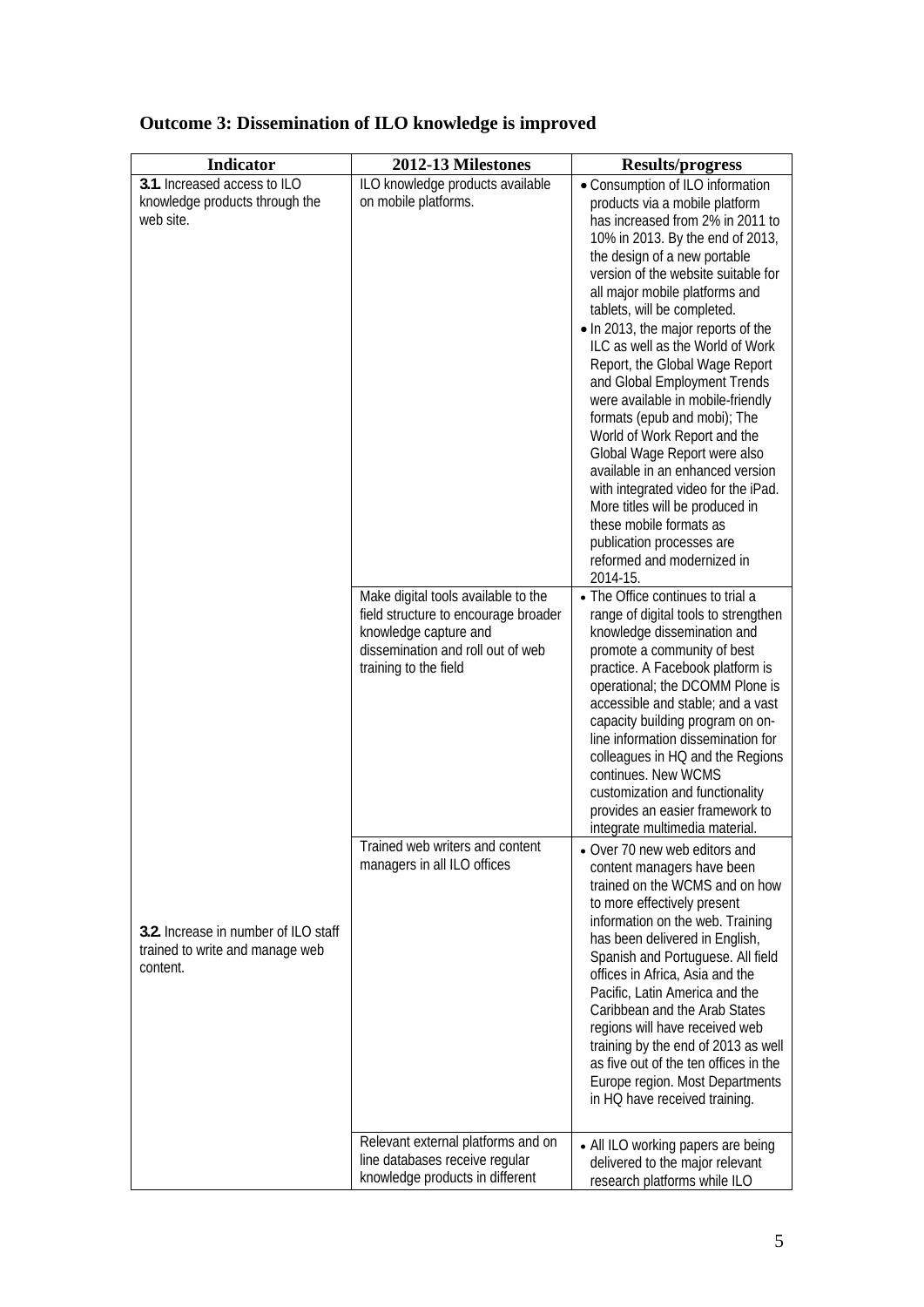## Outcome 3: Dissemination of ILO knowledge is improved

| Indicator | 2012-13 Milestones | Results/progress |
|---|---|---|
| **3.1.** Increased access to ILO knowledge products through the web site. | ILO knowledge products available on mobile platforms. | • Consumption of ILO information products via a mobile platform has increased from 2% in 2011 to 10% in 2013. By the end of 2013, the design of a new portable version of the website suitable for all major mobile platforms and tablets, will be completed.<br>• In 2013, the major reports of the ILC as well as the World of Work Report, the Global Wage Report and Global Employment Trends were available in mobile-friendly formats (epub and mobi); The World of Work Report and the Global Wage Report were also available in an enhanced version with integrated video for the iPad. More titles will be produced in these mobile formats as publication processes are reformed and modernized in 2014-15. |
| | Make digital tools available to the field structure to encourage broader knowledge capture and dissemination and roll out of web training to the field | • The Office continues to trial a range of digital tools to strengthen knowledge dissemination and promote a community of best practice. A Facebook platform is operational; the DCOMM Plone is accessible and stable; and a vast capacity building program on on-line information dissemination for colleagues in HQ and the Regions continues. New WCMS customization and functionality provides an easier framework to integrate multimedia material. |
| **3.2.** Increase in number of ILO staff trained to write and manage web content. | Trained web writers and content managers in all ILO offices | • Over 70 new web editors and content managers have been trained on the WCMS and on how to more effectively present information on the web. Training has been delivered in English, Spanish and Portuguese. All field offices in Africa, Asia and the Pacific, Latin America and the Caribbean and the Arab States regions will have received web training by the end of 2013 as well as five out of the ten offices in the Europe region. Most Departments in HQ have received training. |
| | Relevant external platforms and on line databases receive regular knowledge products in different | • All ILO working papers are being delivered to the major relevant research platforms while ILO |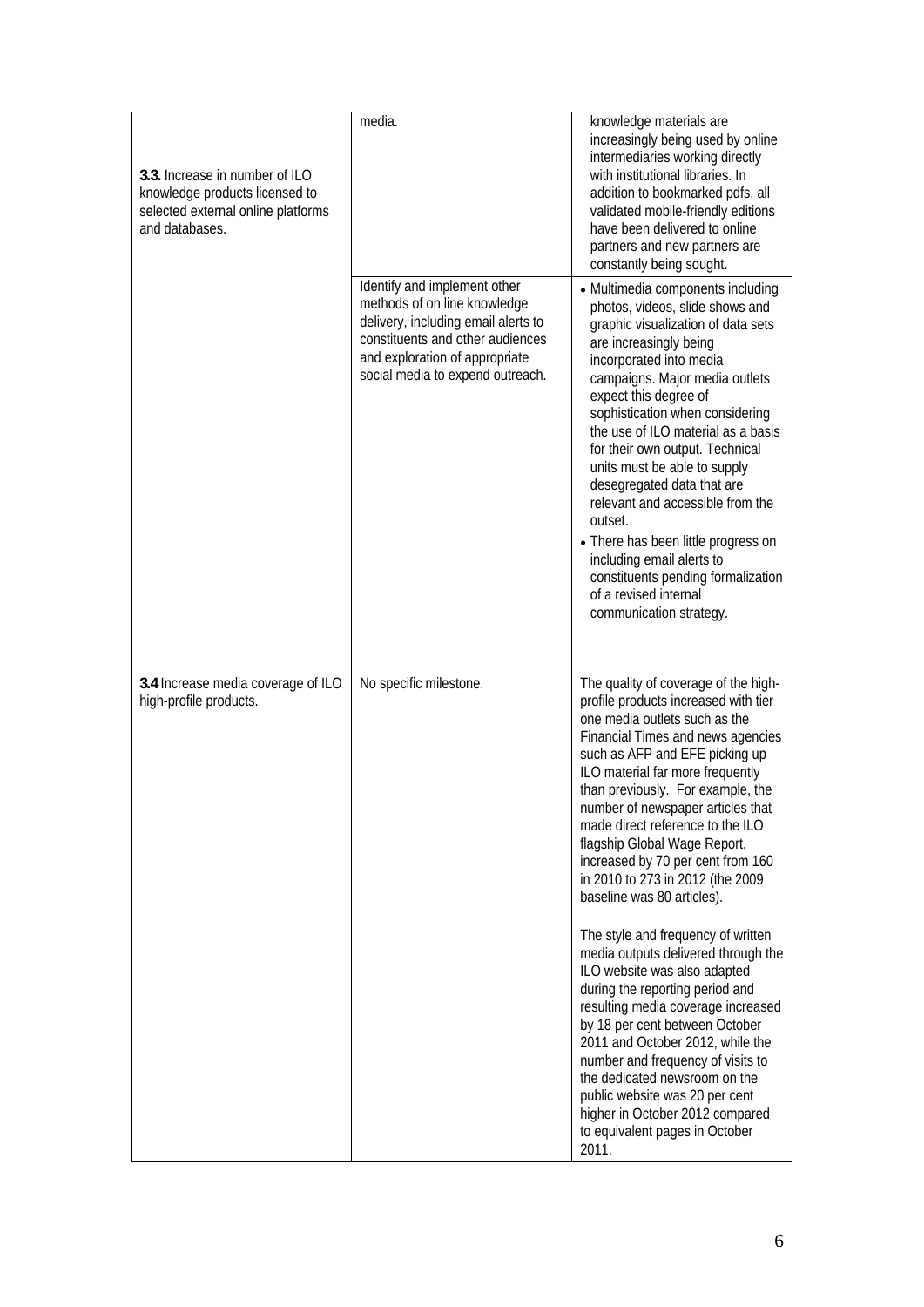| | | |
|---|---|---|
| **3.3.** Increase in number of ILO knowledge products licensed to selected external online platforms and databases. | media. | knowledge materials are increasingly being used by online intermediaries working directly with institutional libraries. In addition to bookmarked pdfs, all validated mobile-friendly editions have been delivered to online partners and new partners are constantly being sought. |
| | Identify and implement other methods of on line knowledge delivery, including email alerts to constituents and other audiences and exploration of appropriate social media to expend outreach. | • Multimedia components including photos, videos, slide shows and graphic visualization of data sets are increasingly being incorporated into media campaigns. Major media outlets expect this degree of sophistication when considering the use of ILO material as a basis for their own output. Technical units must be able to supply desegregated data that are relevant and accessible from the outset.<br>• There has been little progress on including email alerts to constituents pending formalization of a revised internal communication strategy. |
| **3.4** Increase media coverage of ILO high-profile products. | No specific milestone. | The quality of coverage of the high-profile products increased with tier one media outlets such as the Financial Times and news agencies such as AFP and EFE picking up ILO material far more frequently than previously. For example, the number of newspaper articles that made direct reference to the ILO flagship Global Wage Report, increased by 70 per cent from 160 in 2010 to 273 in 2012 (the 2009 baseline was 80 articles).<br><br>The style and frequency of written media outputs delivered through the ILO website was also adapted during the reporting period and resulting media coverage increased by 18 per cent between October 2011 and October 2012, while the number and frequency of visits to the dedicated newsroom on the public website was 20 per cent higher in October 2012 compared to equivalent pages in October 2011. |